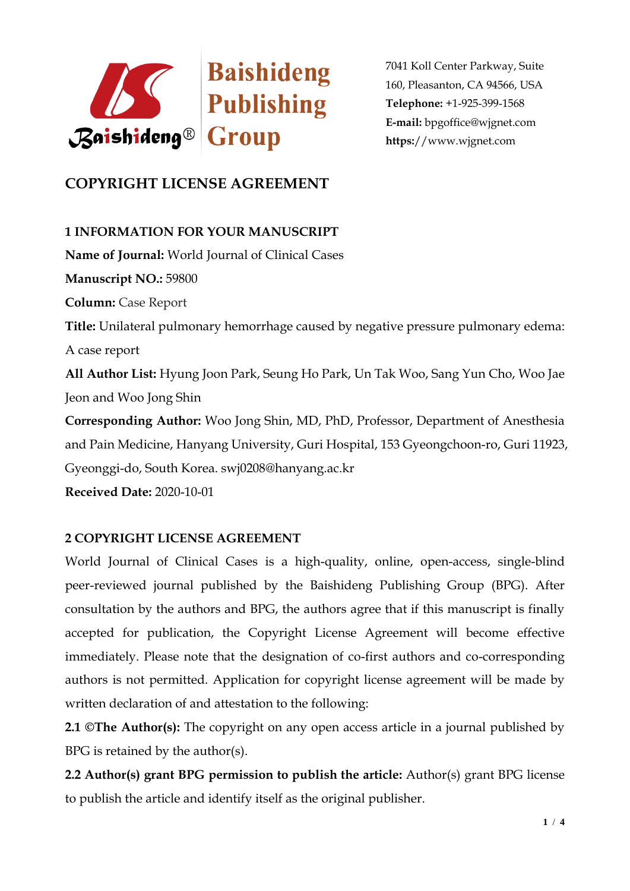Baishideng Publishing Group

7041 Koll Center Parkway, Suite 160, Pleasanton, CA 94566, USA
**Telephone:** +1-925-399-1568
**E-mail:** bpgoffice@wjgnet.com
**https:**//www.wjgnet.com

# COPYRIGHT LICENSE AGREEMENT

## 1 INFORMATION FOR YOUR MANUSCRIPT

**Name of Journal:** World Journal of Clinical Cases

**Manuscript NO.:** 59800

**Column:** Case Report

**Title:** Unilateral pulmonary hemorrhage caused by negative pressure pulmonary edema: A case report

**All Author List:** Hyung Joon Park, Seung Ho Park, Un Tak Woo, Sang Yun Cho, Woo Jae Jeon and Woo Jong Shin

**Corresponding Author:** Woo Jong Shin, MD, PhD, Professor, Department of Anesthesia and Pain Medicine, Hanyang University, Guri Hospital, 153 Gyeongchoon-ro, Guri 11923, Gyeonggi-do, South Korea. swj0208@hanyang.ac.kr

**Received Date:** 2020-10-01

## 2 COPYRIGHT LICENSE AGREEMENT

World Journal of Clinical Cases is a high-quality, online, open-access, single-blind peer-reviewed journal published by the Baishideng Publishing Group (BPG). After consultation by the authors and BPG, the authors agree that if this manuscript is finally accepted for publication, the Copyright License Agreement will become effective immediately. Please note that the designation of co-first authors and co-corresponding authors is not permitted. Application for copyright license agreement will be made by written declaration of and attestation to the following:

**2.1 ©The Author(s):** The copyright on any open access article in a journal published by BPG is retained by the author(s).

**2.2 Author(s) grant BPG permission to publish the article:** Author(s) grant BPG license to publish the article and identify itself as the original publisher.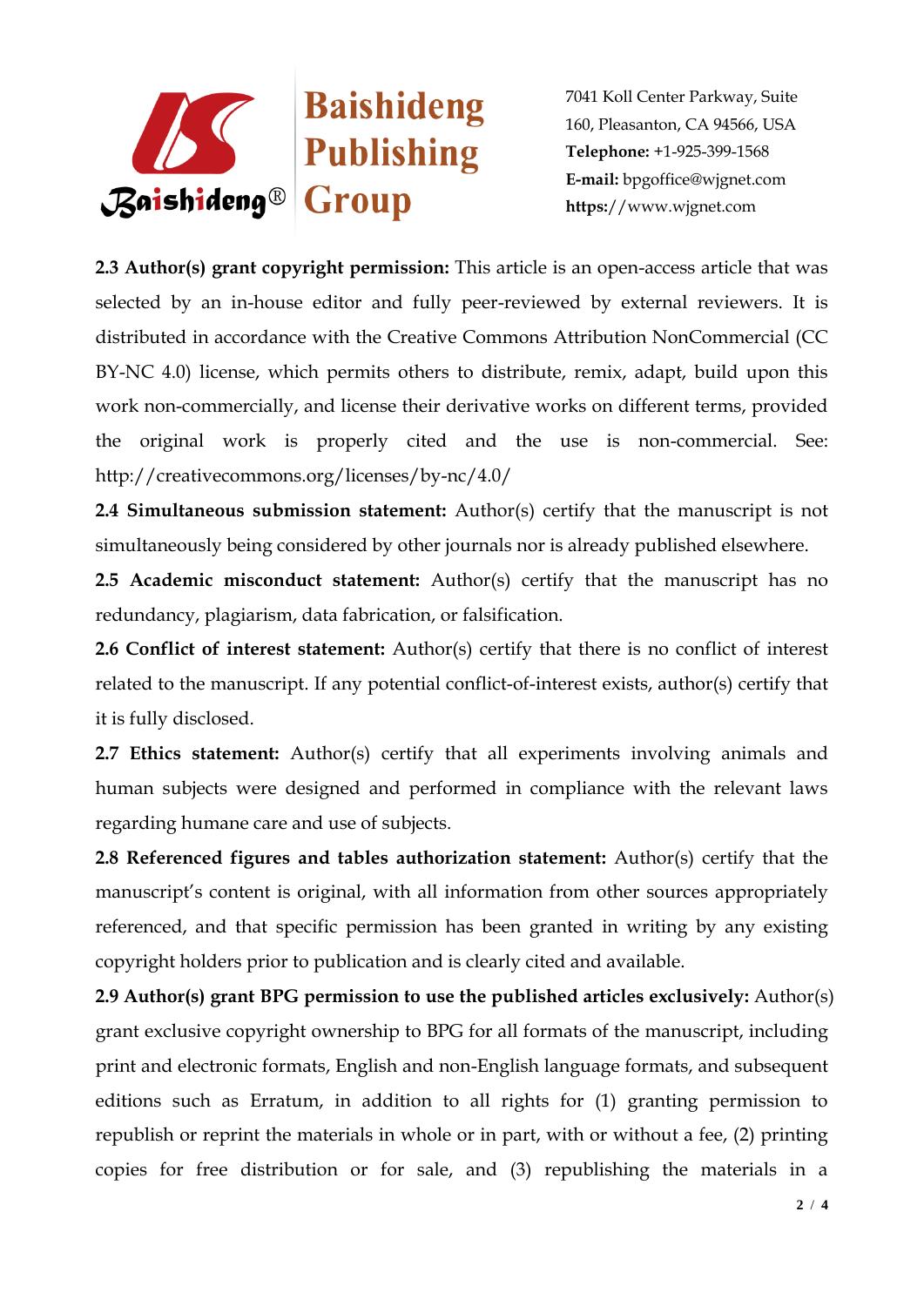**2.3 Author(s) grant copyright permission:** This article is an open-access article that was selected by an in-house editor and fully peer-reviewed by external reviewers. It is distributed in accordance with the Creative Commons Attribution NonCommercial (CC BY-NC 4.0) license, which permits others to distribute, remix, adapt, build upon this work non-commercially, and license their derivative works on different terms, provided the original work is properly cited and the use is non-commercial. See: http://creativecommons.org/licenses/by-nc/4.0/

**2.4 Simultaneous submission statement:** Author(s) certify that the manuscript is not simultaneously being considered by other journals nor is already published elsewhere.

**2.5 Academic misconduct statement:** Author(s) certify that the manuscript has no redundancy, plagiarism, data fabrication, or falsification.

**2.6 Conflict of interest statement:** Author(s) certify that there is no conflict of interest related to the manuscript. If any potential conflict-of-interest exists, author(s) certify that it is fully disclosed.

**2.7 Ethics statement:** Author(s) certify that all experiments involving animals and human subjects were designed and performed in compliance with the relevant laws regarding humane care and use of subjects.

**2.8 Referenced figures and tables authorization statement:** Author(s) certify that the manuscript's content is original, with all information from other sources appropriately referenced, and that specific permission has been granted in writing by any existing copyright holders prior to publication and is clearly cited and available.

**2.9 Author(s) grant BPG permission to use the published articles exclusively:** Author(s) grant exclusive copyright ownership to BPG for all formats of the manuscript, including print and electronic formats, English and non-English language formats, and subsequent editions such as Erratum, in addition to all rights for (1) granting permission to republish or reprint the materials in whole or in part, with or without a fee, (2) printing copies for free distribution or for sale, and (3) republishing the materials in a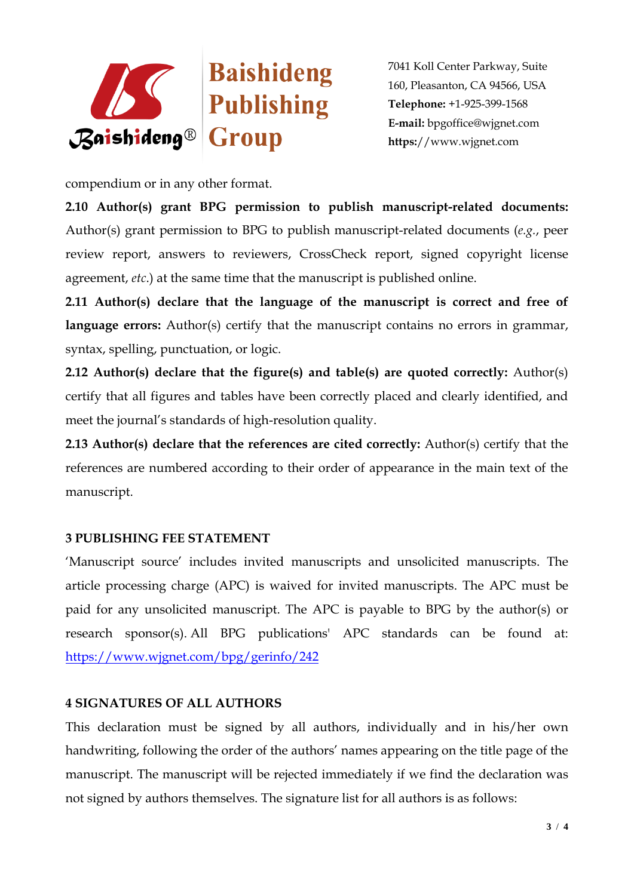compendium or in any other format.

**2.10 Author(s) grant BPG permission to publish manuscript-related documents:** Author(s) grant permission to BPG to publish manuscript-related documents (*e.g.*, peer review report, answers to reviewers, CrossCheck report, signed copyright license agreement, *etc*.) at the same time that the manuscript is published online.

**2.11 Author(s) declare that the language of the manuscript is correct and free of language errors:** Author(s) certify that the manuscript contains no errors in grammar, syntax, spelling, punctuation, or logic.

**2.12 Author(s) declare that the figure(s) and table(s) are quoted correctly:** Author(s) certify that all figures and tables have been correctly placed and clearly identified, and meet the journal's standards of high-resolution quality.

**2.13 Author(s) declare that the references are cited correctly:** Author(s) certify that the references are numbered according to their order of appearance in the main text of the manuscript.

## 3 PUBLISHING FEE STATEMENT

'Manuscript source' includes invited manuscripts and unsolicited manuscripts. The article processing charge (APC) is waived for invited manuscripts. The APC must be paid for any unsolicited manuscript. The APC is payable to BPG by the author(s) or research sponsor(s). All BPG publications' APC standards can be found at: https://www.wjgnet.com/bpg/gerinfo/242

## 4 SIGNATURES OF ALL AUTHORS

This declaration must be signed by all authors, individually and in his/her own handwriting, following the order of the authors' names appearing on the title page of the manuscript. The manuscript will be rejected immediately if we find the declaration was not signed by authors themselves. The signature list for all authors is as follows: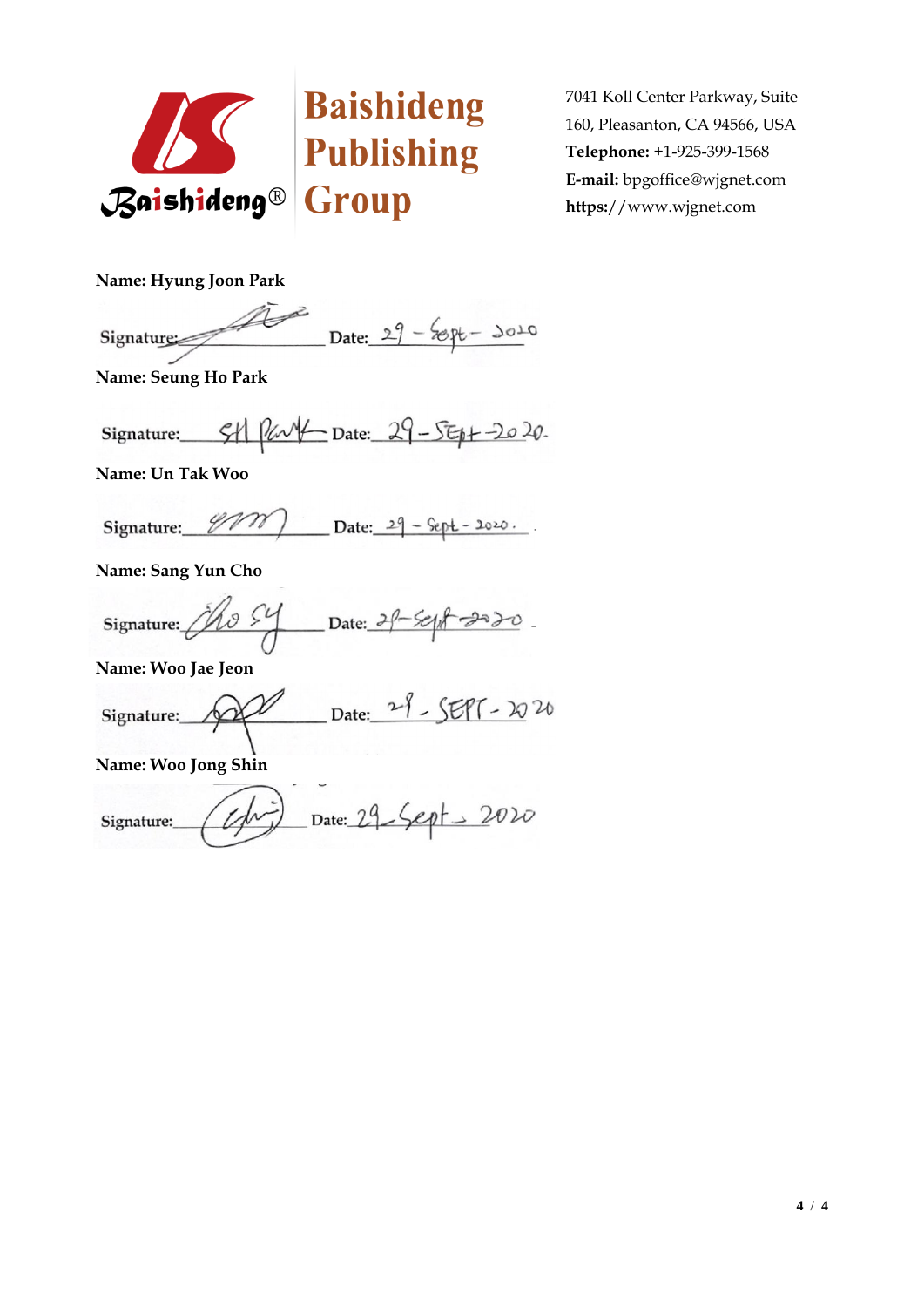**Baishideng Publishing Group**

7041 Koll Center Parkway, Suite 160, Pleasanton, CA 94566, USA
**Telephone:** +1-925-399-1568
**E-mail:** bpgoffice@wjgnet.com
**https:**//www.wjgnet.com

**Name: Hyung Joon Park**

Signature: ______________ Date: 29 - Sept - 2020

**Name: Seung Ho Park**

Signature: SH Park Date: 29 - Sept - 2020.

**Name: Un Tak Woo**

Signature: ______________ Date: 29 - Sept - 2020.

**Name: Sang Yun Cho**

Signature: Cho SY Date: 29 - Sept - 2020

**Name: Woo Jae Jeon**

Signature: ______________ Date: 29 - SEPT - 2020

**Name: Woo Jong Shin**

Signature: ______________ Date: 29 - Sept - 2020